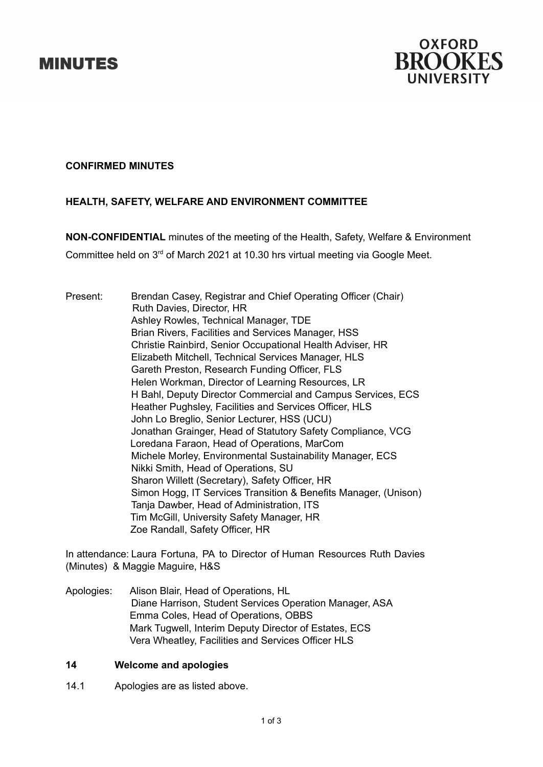# MINUTES

**OXFORD BROOKES UNIVERSITY**

**CONFIRMED MINUTES**

**HEALTH, SAFETY, WELFARE AND ENVIRONMENT COMMITTEE**

**NON-CONFIDENTIAL** minutes of the meeting of the Health, Safety, Welfare & Environment Committee held on 3rd of March 2021 at 10.30 hrs virtual meeting via Google Meet.

Present:
- Brendan Casey, Registrar and Chief Operating Officer (Chair)
- Ruth Davies, Director, HR
- Ashley Rowles, Technical Manager, TDE
- Brian Rivers, Facilities and Services Manager, HSS
- Christie Rainbird, Senior Occupational Health Adviser, HR
- Elizabeth Mitchell, Technical Services Manager, HLS
- Gareth Preston, Research Funding Officer, FLS
- Helen Workman, Director of Learning Resources, LR
- H Bahl, Deputy Director Commercial and Campus Services, ECS
- Heather Pughsley, Facilities and Services Officer, HLS
- John Lo Breglio, Senior Lecturer, HSS (UCU)
- Jonathan Grainger, Head of Statutory Safety Compliance, VCG
- Loredana Faraon, Head of Operations, MarCom
- Michele Morley, Environmental Sustainability Manager, ECS
- Nikki Smith, Head of Operations, SU
- Sharon Willett (Secretary), Safety Officer, HR
- Simon Hogg, IT Services Transition & Benefits Manager, (Unison)
- Tanja Dawber, Head of Administration, ITS
- Tim McGill, University Safety Manager, HR
- Zoe Randall, Safety Officer, HR

In attendance: Laura Fortuna, PA to Director of Human Resources Ruth Davies (Minutes) & Maggie Maguire, H&S

Apologies:
- Alison Blair, Head of Operations, HL
- Diane Harrison, Student Services Operation Manager, ASA
- Emma Coles, Head of Operations, OBBS
- Mark Tugwell, Interim Deputy Director of Estates, ECS
- Vera Wheatley, Facilities and Services Officer HLS

## 14 Welcome and apologies

14.1 Apologies are as listed above.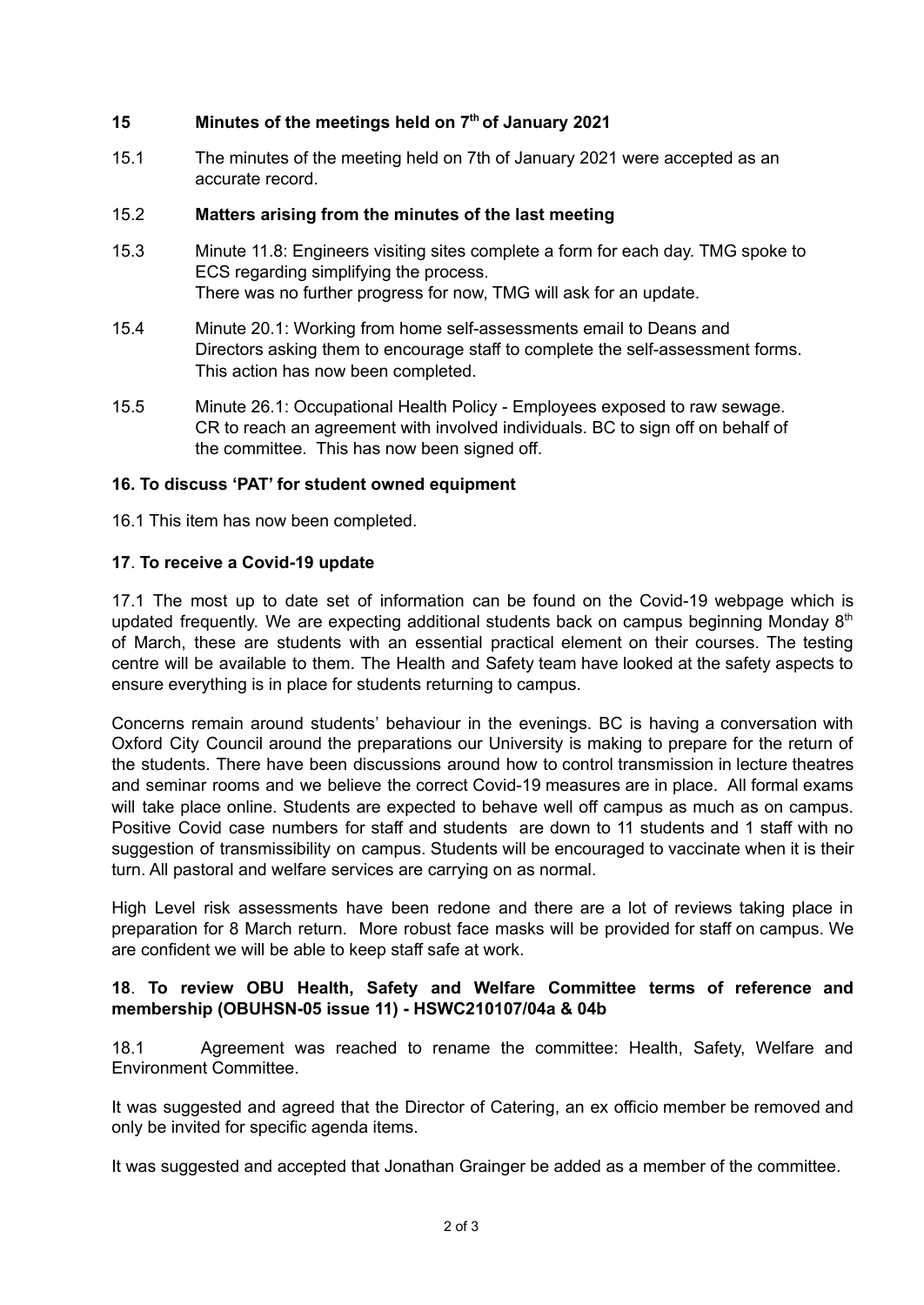## 15 Minutes of the meetings held on 7th of January 2021

15.1 The minutes of the meeting held on 7th of January 2021 were accepted as an accurate record.

### 15.2 Matters arising from the minutes of the last meeting

15.3 Minute 11.8: Engineers visiting sites complete a form for each day. TMG spoke to ECS regarding simplifying the process.
There was no further progress for now, TMG will ask for an update.

15.4 Minute 20.1: Working from home self-assessments email to Deans and Directors asking them to encourage staff to complete the self-assessment forms. This action has now been completed.

15.5 Minute 26.1: Occupational Health Policy - Employees exposed to raw sewage. CR to reach an agreement with involved individuals. BC to sign off on behalf of the committee. This has now been signed off.

## 16. To discuss 'PAT' for student owned equipment

16.1 This item has now been completed.

## 17. To receive a Covid-19 update

17.1 The most up to date set of information can be found on the Covid-19 webpage which is updated frequently. We are expecting additional students back on campus beginning Monday 8th of March, these are students with an essential practical element on their courses. The testing centre will be available to them. The Health and Safety team have looked at the safety aspects to ensure everything is in place for students returning to campus.

Concerns remain around students' behaviour in the evenings. BC is having a conversation with Oxford City Council around the preparations our University is making to prepare for the return of the students. There have been discussions around how to control transmission in lecture theatres and seminar rooms and we believe the correct Covid-19 measures are in place. All formal exams will take place online. Students are expected to behave well off campus as much as on campus. Positive Covid case numbers for staff and students are down to 11 students and 1 staff with no suggestion of transmissibility on campus. Students will be encouraged to vaccinate when it is their turn. All pastoral and welfare services are carrying on as normal.

High Level risk assessments have been redone and there are a lot of reviews taking place in preparation for 8 March return. More robust face masks will be provided for staff on campus. We are confident we will be able to keep staff safe at work.

## 18. To review OBU Health, Safety and Welfare Committee terms of reference and membership (OBUHSN-05 issue 11) - HSWC210107/04a & 04b

18.1 Agreement was reached to rename the committee: Health, Safety, Welfare and Environment Committee.

It was suggested and agreed that the Director of Catering, an ex officio member be removed and only be invited for specific agenda items.

It was suggested and accepted that Jonathan Grainger be added as a member of the committee.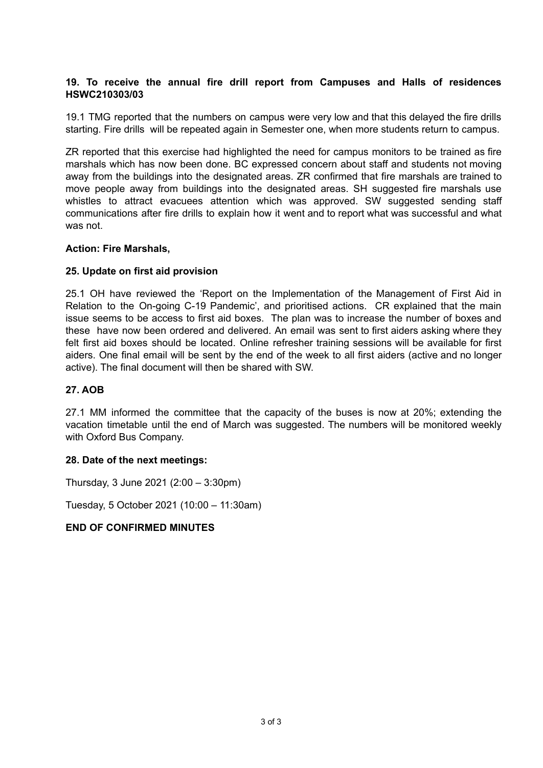**19. To receive the annual fire drill report from Campuses and Halls of residences HSWC210303/03**

19.1 TMG reported that the numbers on campus were very low and that this delayed the fire drills starting. Fire drills will be repeated again in Semester one, when more students return to campus.

ZR reported that this exercise had highlighted the need for campus monitors to be trained as fire marshals which has now been done. BC expressed concern about staff and students not moving away from the buildings into the designated areas. ZR confirmed that fire marshals are trained to move people away from buildings into the designated areas. SH suggested fire marshals use whistles to attract evacuees attention which was approved. SW suggested sending staff communications after fire drills to explain how it went and to report what was successful and what was not.

**Action: Fire Marshals,**

**25. Update on first aid provision**

25.1 OH have reviewed the 'Report on the Implementation of the Management of First Aid in Relation to the On-going C-19 Pandemic', and prioritised actions. CR explained that the main issue seems to be access to first aid boxes. The plan was to increase the number of boxes and these have now been ordered and delivered. An email was sent to first aiders asking where they felt first aid boxes should be located. Online refresher training sessions will be available for first aiders. One final email will be sent by the end of the week to all first aiders (active and no longer active). The final document will then be shared with SW.

**27. AOB**

27.1 MM informed the committee that the capacity of the buses is now at 20%; extending the vacation timetable until the end of March was suggested. The numbers will be monitored weekly with Oxford Bus Company.

**28. Date of the next meetings:**

Thursday, 3 June 2021 (2:00 – 3:30pm)

Tuesday, 5 October 2021 (10:00 – 11:30am)

**END OF CONFIRMED MINUTES**